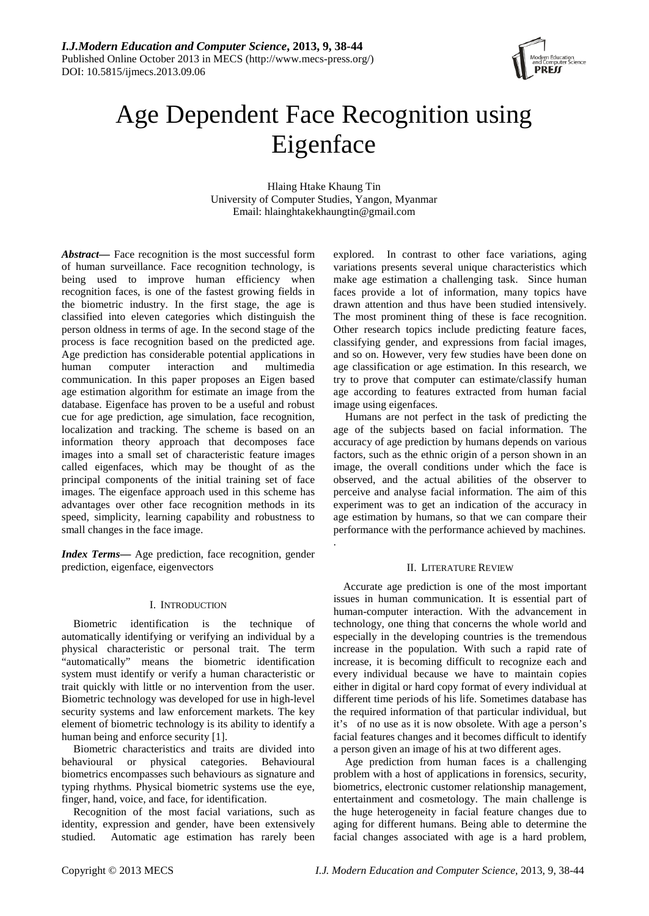# Age Dependent Face Recognition using Eigenface

Hlaing Htake Khaung Tin
University of Computer Studies, Yangon, Myanmar
Email: hlainghtakekhaungtin@gmail.com

***Abstract*****—** Face recognition is the most successful form of human surveillance. Face recognition technology, is being used to improve human efficiency when recognition faces, is one of the fastest growing fields in the biometric industry. In the first stage, the age is classified into eleven categories which distinguish the person oldness in terms of age. In the second stage of the process is face recognition based on the predicted age. Age prediction has considerable potential applications in human computer interaction and multimedia communication. In this paper proposes an Eigen based age estimation algorithm for estimate an image from the database. Eigenface has proven to be a useful and robust cue for age prediction, age simulation, face recognition, localization and tracking. The scheme is based on an information theory approach that decomposes face images into a small set of characteristic feature images called eigenfaces, which may be thought of as the principal components of the initial training set of face images. The eigenface approach used in this scheme has advantages over other face recognition methods in its speed, simplicity, learning capability and robustness to small changes in the face image.

***Index Terms*****—** Age prediction, face recognition, gender prediction, eigenface, eigenvectors

## I. Introduction

Biometric identification is the technique of automatically identifying or verifying an individual by a physical characteristic or personal trait. The term "automatically" means the biometric identification system must identify or verify a human characteristic or trait quickly with little or no intervention from the user. Biometric technology was developed for use in high-level security systems and law enforcement markets. The key element of biometric technology is its ability to identify a human being and enforce security [1].

Biometric characteristics and traits are divided into behavioural or physical categories. Behavioural biometrics encompasses such behaviours as signature and typing rhythms. Physical biometric systems use the eye, finger, hand, voice, and face, for identification.

Recognition of the most facial variations, such as identity, expression and gender, have been extensively studied. Automatic age estimation has rarely been explored. In contrast to other face variations, aging variations presents several unique characteristics which make age estimation a challenging task. Since human faces provide a lot of information, many topics have drawn attention and thus have been studied intensively. The most prominent thing of these is face recognition. Other research topics include predicting feature faces, classifying gender, and expressions from facial images, and so on. However, very few studies have been done on age classification or age estimation. In this research, we try to prove that computer can estimate/classify human age according to features extracted from human facial image using eigenfaces.

Humans are not perfect in the task of predicting the age of the subjects based on facial information. The accuracy of age prediction by humans depends on various factors, such as the ethnic origin of a person shown in an image, the overall conditions under which the face is observed, and the actual abilities of the observer to perceive and analyse facial information. The aim of this experiment was to get an indication of the accuracy in age estimation by humans, so that we can compare their performance with the performance achieved by machines.

.

## II. Literature Review

Accurate age prediction is one of the most important issues in human communication. It is essential part of human-computer interaction. With the advancement in technology, one thing that concerns the whole world and especially in the developing countries is the tremendous increase in the population. With such a rapid rate of increase, it is becoming difficult to recognize each and every individual because we have to maintain copies either in digital or hard copy format of every individual at different time periods of his life. Sometimes database has the required information of that particular individual, but it's of no use as it is now obsolete. With age a person's facial features changes and it becomes difficult to identify a person given an image of his at two different ages.

Age prediction from human faces is a challenging problem with a host of applications in forensics, security, biometrics, electronic customer relationship management, entertainment and cosmetology. The main challenge is the huge heterogeneity in facial feature changes due to aging for different humans. Being able to determine the facial changes associated with age is a hard problem,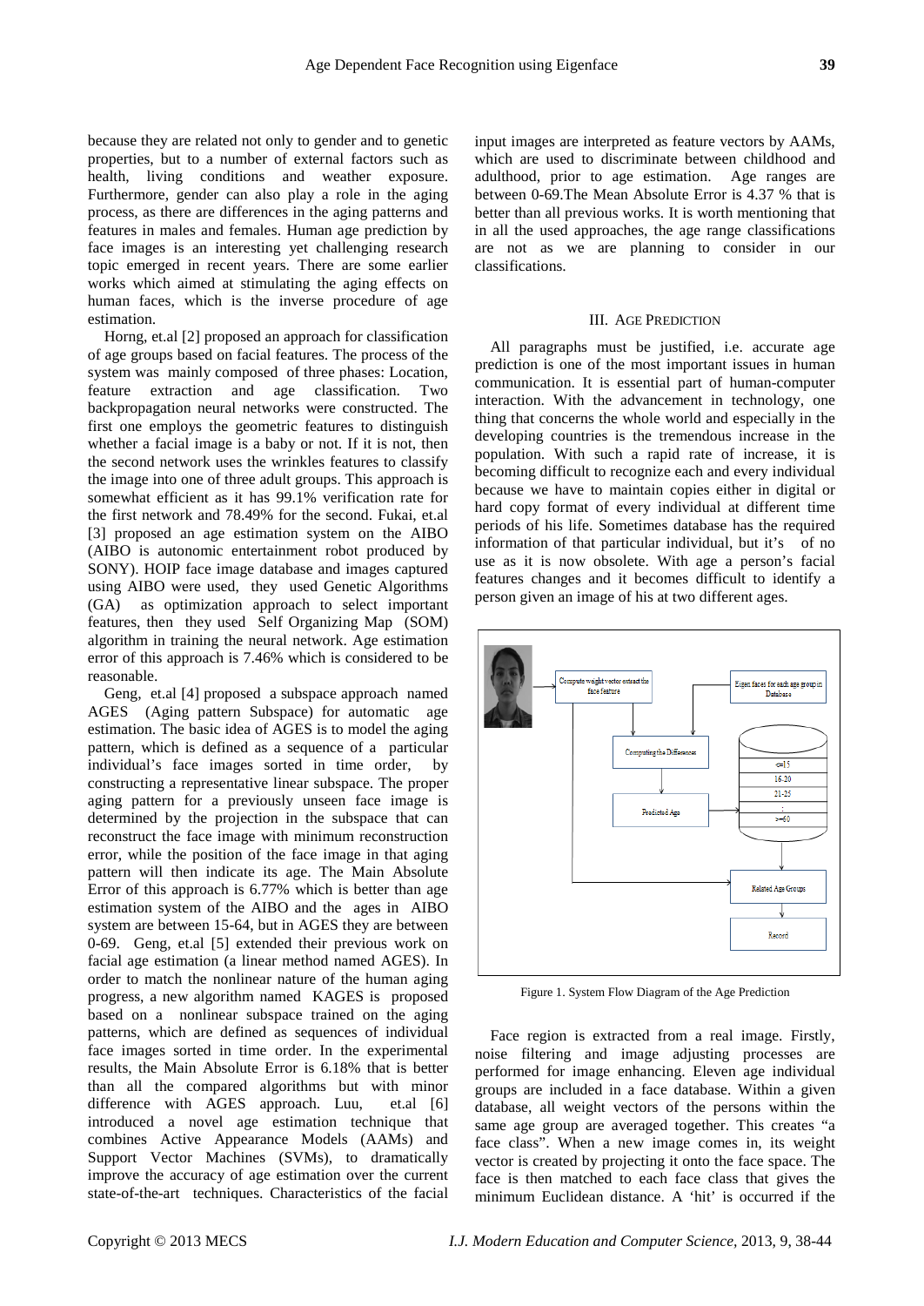because they are related not only to gender and to genetic properties, but to a number of external factors such as health, living conditions and weather exposure. Furthermore, gender can also play a role in the aging process, as there are differences in the aging patterns and features in males and females. Human age prediction by face images is an interesting yet challenging research topic emerged in recent years. There are some earlier works which aimed at stimulating the aging effects on human faces, which is the inverse procedure of age estimation.

Horng, et.al [2] proposed an approach for classification of age groups based on facial features. The process of the system was mainly composed of three phases: Location, feature extraction and age classification. Two backpropagation neural networks were constructed. The first one employs the geometric features to distinguish whether a facial image is a baby or not. If it is not, then the second network uses the wrinkles features to classify the image into one of three adult groups. This approach is somewhat efficient as it has 99.1% verification rate for the first network and 78.49% for the second. Fukai, et.al [3] proposed an age estimation system on the AIBO (AIBO is autonomic entertainment robot produced by SONY). HOIP face image database and images captured using AIBO were used, they used Genetic Algorithms (GA) as optimization approach to select important features, then they used Self Organizing Map (SOM) algorithm in training the neural network. Age estimation error of this approach is 7.46% which is considered to be reasonable.

Geng, et.al [4] proposed a subspace approach named AGES (Aging pattern Subspace) for automatic age estimation. The basic idea of AGES is to model the aging pattern, which is defined as a sequence of a particular individual's face images sorted in time order, by constructing a representative linear subspace. The proper aging pattern for a previously unseen face image is determined by the projection in the subspace that can reconstruct the face image with minimum reconstruction error, while the position of the face image in that aging pattern will then indicate its age. The Main Absolute Error of this approach is 6.77% which is better than age estimation system of the AIBO and the ages in AIBO system are between 15-64, but in AGES they are between 0-69. Geng, et.al [5] extended their previous work on facial age estimation (a linear method named AGES). In order to match the nonlinear nature of the human aging progress, a new algorithm named KAGES is proposed based on a nonlinear subspace trained on the aging patterns, which are defined as sequences of individual face images sorted in time order. In the experimental results, the Main Absolute Error is 6.18% that is better than all the compared algorithms but with minor difference with AGES approach. Luu, et.al [6] introduced a novel age estimation technique that combines Active Appearance Models (AAMs) and Support Vector Machines (SVMs), to dramatically improve the accuracy of age estimation over the current state-of-the-art techniques. Characteristics of the facial input images are interpreted as feature vectors by AAMs, which are used to discriminate between childhood and adulthood, prior to age estimation. Age ranges are between 0-69.The Mean Absolute Error is 4.37 % that is better than all previous works. It is worth mentioning that in all the used approaches, the age range classifications are not as we are planning to consider in our classifications.

## III. Age Prediction

All paragraphs must be justified, i.e. accurate age prediction is one of the most important issues in human communication. It is essential part of human-computer interaction. With the advancement in technology, one thing that concerns the whole world and especially in the developing countries is the tremendous increase in the population. With such a rapid rate of increase, it is becoming difficult to recognize each and every individual because we have to maintain copies either in digital or hard copy format of every individual at different time periods of his life. Sometimes database has the required information of that particular individual, but it's of no use as it is now obsolete. With age a person's facial features changes and it becomes difficult to identify a person given an image of his at two different ages.

Figure 1. System Flow Diagram of the Age Prediction

Face region is extracted from a real image. Firstly, noise filtering and image adjusting processes are performed for image enhancing. Eleven age individual groups are included in a face database. Within a given database, all weight vectors of the persons within the same age group are averaged together. This creates "a face class". When a new image comes in, its weight vector is created by projecting it onto the face space. The face is then matched to each face class that gives the minimum Euclidean distance. A 'hit' is occurred if the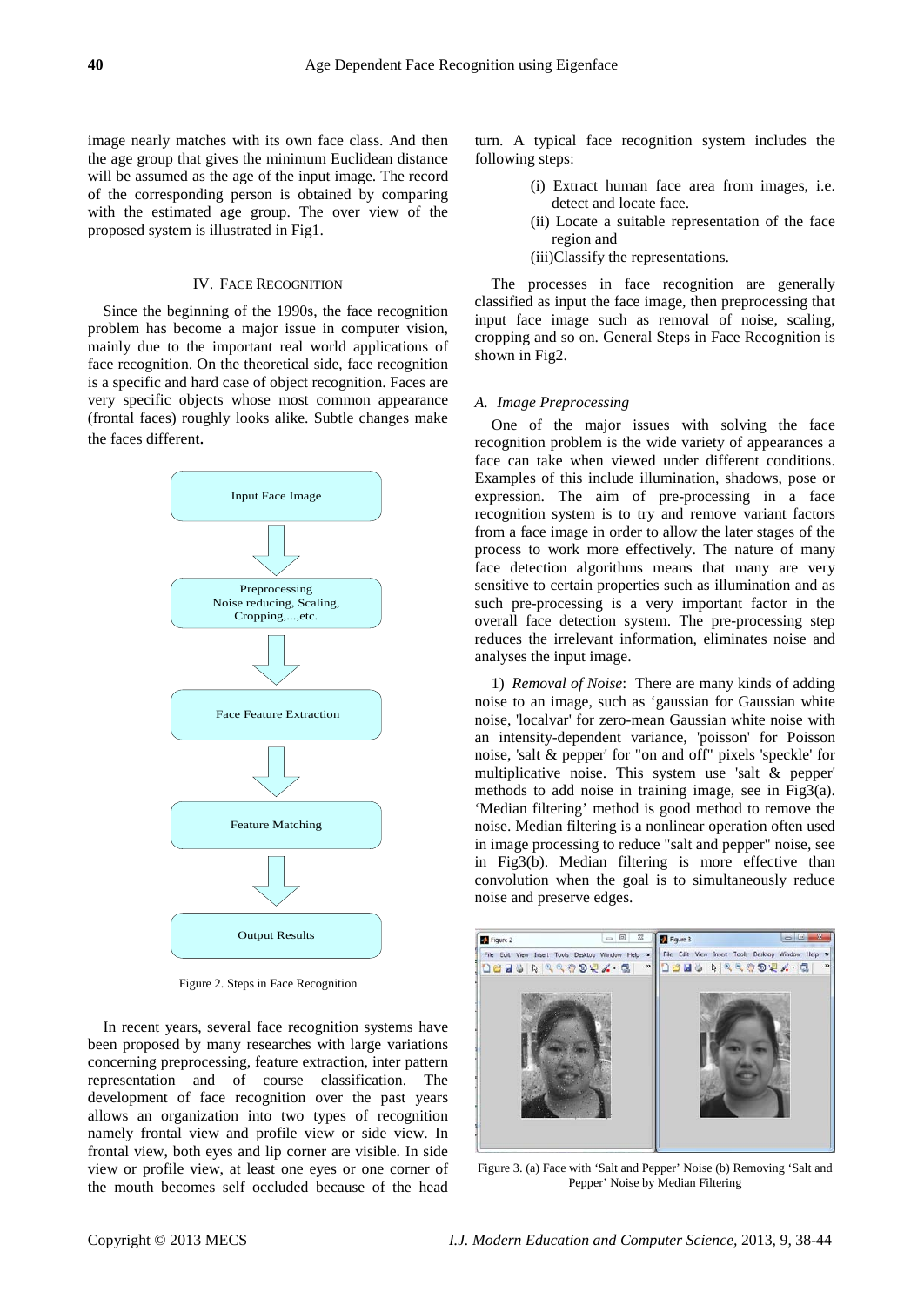image nearly matches with its own face class. And then the age group that gives the minimum Euclidean distance will be assumed as the age of the input image. The record of the corresponding person is obtained by comparing with the estimated age group. The over view of the proposed system is illustrated in Fig1.

## IV. FACE RECOGNITION

Since the beginning of the 1990s, the face recognition problem has become a major issue in computer vision, mainly due to the important real world applications of face recognition. On the theoretical side, face recognition is a specific and hard case of object recognition. Faces are very specific objects whose most common appearance (frontal faces) roughly looks alike. Subtle changes make the faces different.

Input Face Image → Preprocessing Noise reducing, Scaling, Cropping,...,etc. → Face Feature Extraction → Feature Matching → Output Results

Figure 2. Steps in Face Recognition

In recent years, several face recognition systems have been proposed by many researches with large variations concerning preprocessing, feature extraction, inter pattern representation and of course classification. The development of face recognition over the past years allows an organization into two types of recognition namely frontal view and profile view or side view. In frontal view, both eyes and lip corner are visible. In side view or profile view, at least one eyes or one corner of the mouth becomes self occluded because of the head turn. A typical face recognition system includes the following steps:

(i) Extract human face area from images, i.e. detect and locate face.
(ii) Locate a suitable representation of the face region and
(iii)Classify the representations.

The processes in face recognition are generally classified as input the face image, then preprocessing that input face image such as removal of noise, scaling, cropping and so on. General Steps in Face Recognition is shown in Fig2.

### *A. Image Preprocessing*

One of the major issues with solving the face recognition problem is the wide variety of appearances a face can take when viewed under different conditions. Examples of this include illumination, shadows, pose or expression. The aim of pre-processing in a face recognition system is to try and remove variant factors from a face image in order to allow the later stages of the process to work more effectively. The nature of many face detection algorithms means that many are very sensitive to certain properties such as illumination and as such pre-processing is a very important factor in the overall face detection system. The pre-processing step reduces the irrelevant information, eliminates noise and analyses the input image.

1) *Removal of Noise*: There are many kinds of adding noise to an image, such as 'gaussian for Gaussian white noise, 'localvar' for zero-mean Gaussian white noise with an intensity-dependent variance, 'poisson' for Poisson noise, 'salt & pepper' for "on and off" pixels 'speckle' for multiplicative noise. This system use 'salt & pepper' methods to add noise in training image, see in Fig3(a). 'Median filtering' method is good method to remove the noise. Median filtering is a nonlinear operation often used in image processing to reduce "salt and pepper" noise, see in Fig3(b). Median filtering is more effective than convolution when the goal is to simultaneously reduce noise and preserve edges.

Figure 3. (a) Face with 'Salt and Pepper' Noise (b) Removing 'Salt and Pepper' Noise by Median Filtering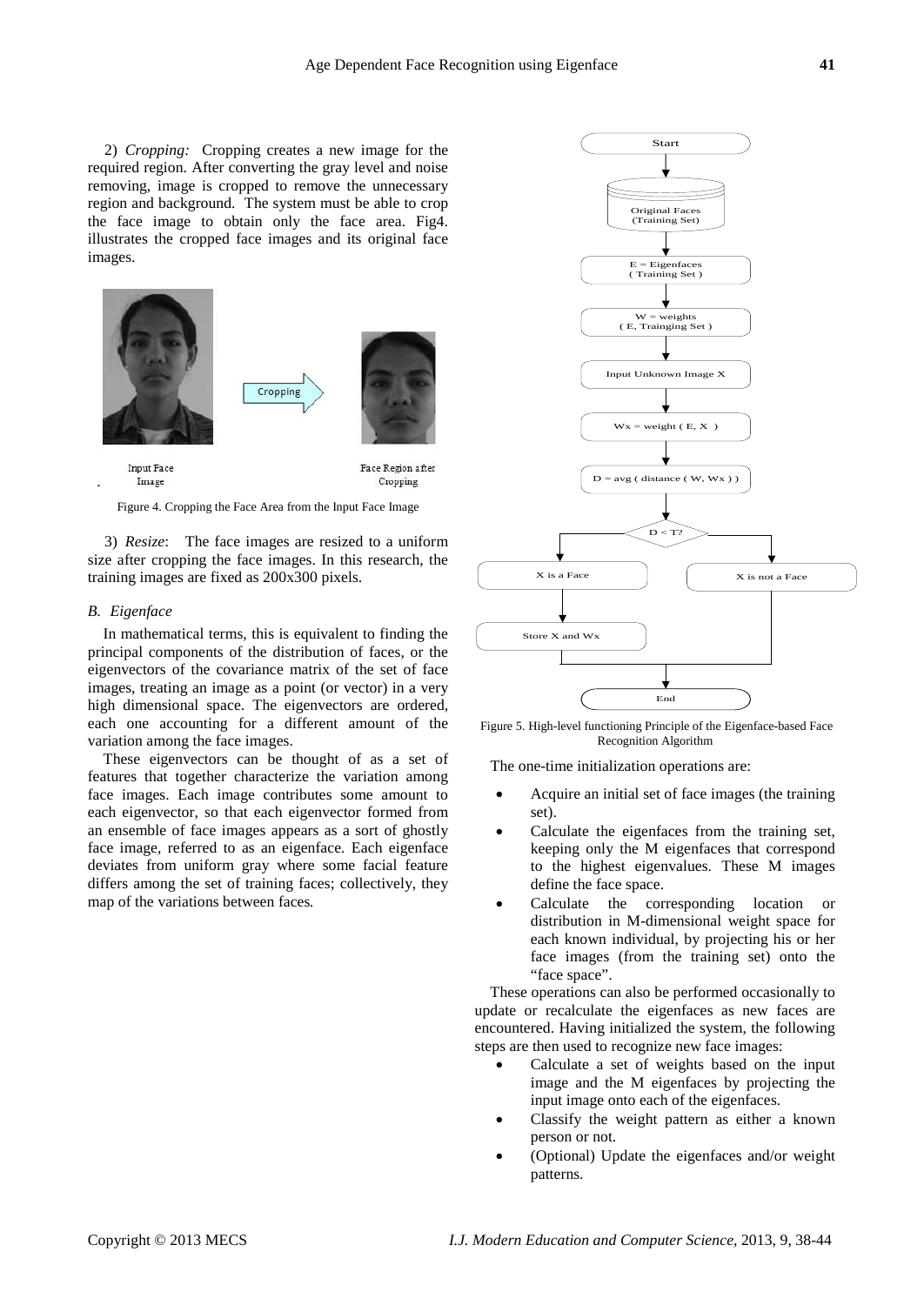2) *Cropping:* Cropping creates a new image for the required region. After converting the gray level and noise removing, image is cropped to remove the unnecessary region and background. The system must be able to crop the face image to obtain only the face area. Fig4. illustrates the cropped face images and its original face images.

Figure 4. Cropping the Face Area from the Input Face Image

3) *Resize*: The face images are resized to a uniform size after cropping the face images. In this research, the training images are fixed as 200x300 pixels.

### *B. Eigenface*

In mathematical terms, this is equivalent to finding the principal components of the distribution of faces, or the eigenvectors of the covariance matrix of the set of face images, treating an image as a point (or vector) in a very high dimensional space. The eigenvectors are ordered, each one accounting for a different amount of the variation among the face images.

These eigenvectors can be thought of as a set of features that together characterize the variation among face images. Each image contributes some amount to each eigenvector, so that each eigenvector formed from an ensemble of face images appears as a sort of ghostly face image, referred to as an eigenface. Each eigenface deviates from uniform gray where some facial feature differs among the set of training faces; collectively, they map of the variations between faces.

Figure 5. High-level functioning Principle of the Eigenface-based Face Recognition Algorithm

The one-time initialization operations are:

- Acquire an initial set of face images (the training set).
- Calculate the eigenfaces from the training set, keeping only the M eigenfaces that correspond to the highest eigenvalues. These M images define the face space.
- Calculate the corresponding location or distribution in M-dimensional weight space for each known individual, by projecting his or her face images (from the training set) onto the "face space".

These operations can also be performed occasionally to update or recalculate the eigenfaces as new faces are encountered. Having initialized the system, the following steps are then used to recognize new face images:

- Calculate a set of weights based on the input image and the M eigenfaces by projecting the input image onto each of the eigenfaces.
- Classify the weight pattern as either a known person or not.
- (Optional) Update the eigenfaces and/or weight patterns.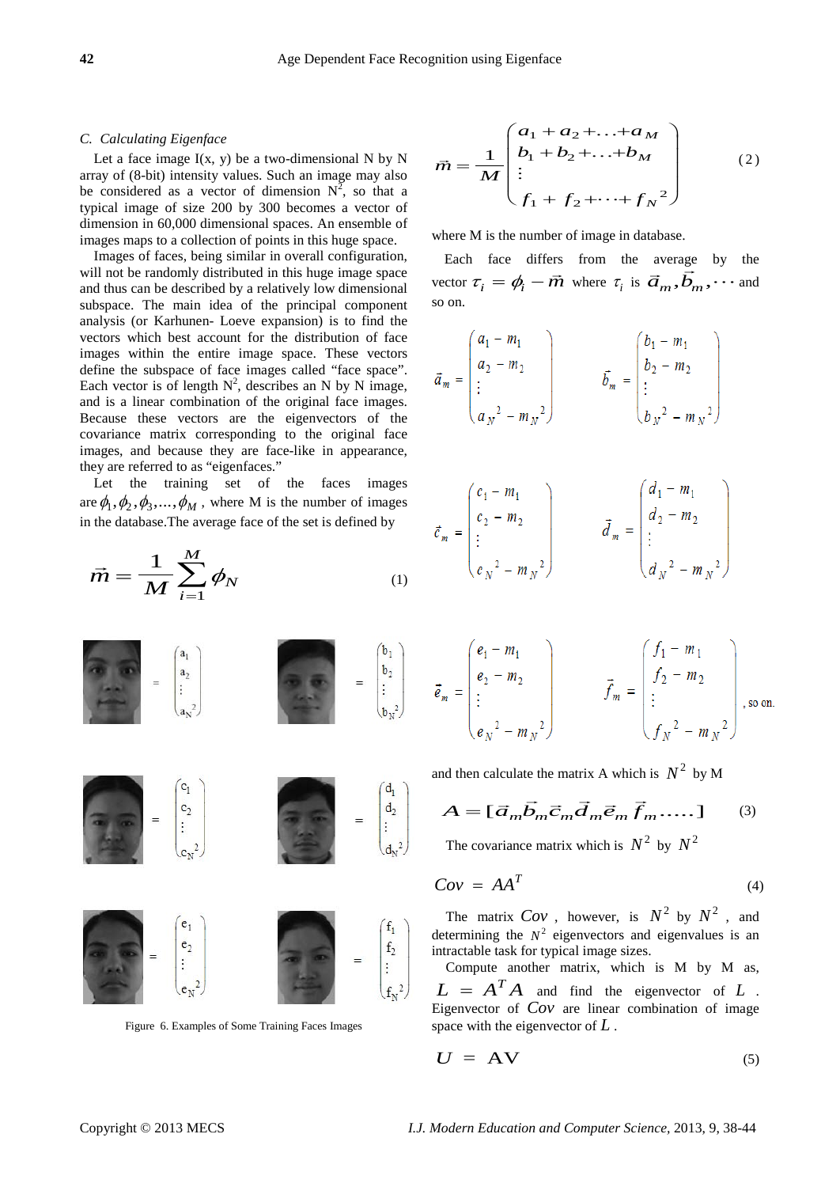### C. Calculating Eigenface

Let a face image I(x, y) be a two-dimensional N by N array of (8-bit) intensity values. Such an image may also be considered as a vector of dimension $N^2$, so that a typical image of size 200 by 300 becomes a vector of dimension in 60,000 dimensional spaces. An ensemble of images maps to a collection of points in this huge space.

Images of faces, being similar in overall configuration, will not be randomly distributed in this huge image space and thus can be described by a relatively low dimensional subspace. The main idea of the principal component analysis (or Karhunen- Loeve expansion) is to find the vectors which best account for the distribution of face images within the entire image space. These vectors define the subspace of face images called "face space". Each vector is of length $N^2$, describes an N by N image, and is a linear combination of the original face images. Because these vectors are the eigenvectors of the covariance matrix corresponding to the original face images, and because they are face-like in appearance, they are referred to as "eigenfaces."

Let the training set of the faces images are $\phi_1, \phi_2, \phi_3, \ldots, \phi_M$, where M is the number of images in the database.The average face of the set is defined by

$$\vec{m} = \frac{1}{M} \sum_{i=1}^{M} \phi_N \qquad (1)$$

$$= \begin{pmatrix} a_1 \\ a_2 \\ \vdots \\ a_{N^2} \end{pmatrix} \qquad = \begin{pmatrix} b_1 \\ b_2 \\ \vdots \\ b_{N^2} \end{pmatrix}$$

$$= \begin{pmatrix} c_1 \\ c_2 \\ \vdots \\ c_{N^2} \end{pmatrix} \qquad = \begin{pmatrix} d_1 \\ d_2 \\ \vdots \\ d_{N^2} \end{pmatrix}$$

$$= \begin{pmatrix} e_1 \\ e_2 \\ \vdots \\ e_{N^2} \end{pmatrix} \qquad = \begin{pmatrix} f_1 \\ f_2 \\ \vdots \\ f_{N^2} \end{pmatrix}$$

Figure 6. Examples of Some Training Faces Images

$$\vec{m} = \frac{1}{M} \begin{pmatrix} a_1 + a_2 + \ldots + a_M \\ b_1 + b_2 + \ldots + b_M \\ \vdots \\ f_1 + f_2 + \cdots + f_{N^2} \end{pmatrix} \qquad (2)$$

where M is the number of image in database.

Each face differs from the average by the vector $\tau_i = \phi_i - \vec{m}$ where $\tau_i$ is $\vec{a}_m, \vec{b}_m, \cdots$ and so on.

$$\vec{a}_m = \begin{pmatrix} a_1 - m_1 \\ a_2 - m_2 \\ \vdots \\ a_{N^2} - m_{N^2} \end{pmatrix} \qquad \vec{b}_m = \begin{pmatrix} b_1 - m_1 \\ b_2 - m_2 \\ \vdots \\ b_{N^2} - m_{N^2} \end{pmatrix}$$

$$\vec{c}_m = \begin{pmatrix} c_1 - m_1 \\ c_2 - m_2 \\ \vdots \\ c_{N^2} - m_{N^2} \end{pmatrix} \qquad \vec{d}_m = \begin{pmatrix} d_1 - m_1 \\ d_2 - m_2 \\ \vdots \\ d_{N^2} - m_{N^2} \end{pmatrix}$$

$$\vec{e}_m = \begin{pmatrix} e_1 - m_1 \\ e_2 - m_2 \\ \vdots \\ e_{N^2} - m_{N^2} \end{pmatrix} \qquad \vec{f}_m = \begin{pmatrix} f_1 - m_1 \\ f_2 - m_2 \\ \vdots \\ f_{N^2} - m_{N^2} \end{pmatrix}$$, so on.

and then calculate the matrix A which is $N^2$ by M

$$A = [\vec{a}_m \vec{b}_m \vec{c}_m \vec{d}_m \vec{e}_m \vec{f}_m \ldots\ldots] \qquad (3)$$

The covariance matrix which is $N^2$ by $N^2$

$$Cov = AA^T \qquad (4)$$

The matrix $Cov$, however, is $N^2$ by $N^2$, and determining the $N^2$ eigenvectors and eigenvalues is an intractable task for typical image sizes.

Compute another matrix, which is M by M as, $L = A^T A$ and find the eigenvector of $L$. Eigenvector of $Cov$ are linear combination of image space with the eigenvector of $L$.

$$U = AV \qquad (5)$$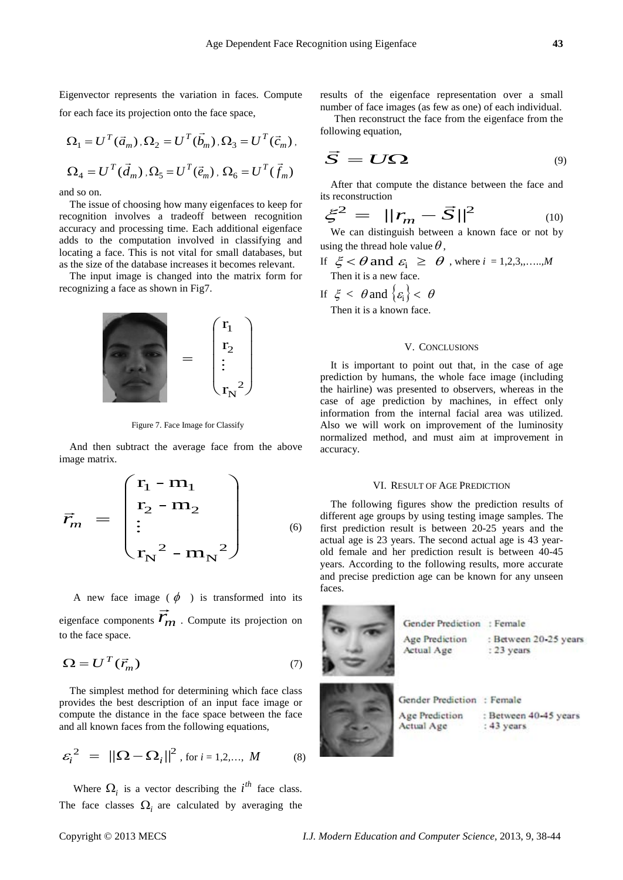Eigenvector represents the variation in faces. Compute for each face its projection onto the face space,

$$\Omega_1 = U^T(\vec{a}_m), \Omega_2 = U^T(\vec{b}_m), \Omega_3 = U^T(\vec{c}_m),$$

$$\Omega_4 = U^T(\vec{d}_m), \Omega_5 = U^T(\vec{e}_m), \Omega_6 = U^T(\vec{f}_m)$$

and so on.

The issue of choosing how many eigenfaces to keep for recognition involves a tradeoff between recognition accuracy and processing time. Each additional eigenface adds to the computation involved in classifying and locating a face. This is not vital for small databases, but as the size of the database increases it becomes relevant.

The input image is changed into the matrix form for recognizing a face as shown in Fig7.

$$= \begin{pmatrix} r_1 \\ r_2 \\ \vdots \\ r_{N^2} \end{pmatrix}$$

Figure 7. Face Image for Classify

And then subtract the average face from the above image matrix.

$$\vec{r}_m = \begin{pmatrix} r_1 - m_1 \\ r_2 - m_2 \\ \vdots \\ r_N{}^2 - m_N{}^2 \end{pmatrix} \tag{6}$$

A new face image ( $\phi$ ) is transformed into its eigenface components $\vec{r}_m$ . Compute its projection on to the face space.

$$\Omega = U^T(\vec{r}_m) \tag{7}$$

The simplest method for determining which face class provides the best description of an input face image or compute the distance in the face space between the face and all known faces from the following equations,

$$\varepsilon_i^2 = ||\Omega - \Omega_i||^2, \text{ for } i = 1,2,\ldots, M \tag{8}$$

Where $\Omega_i$ is a vector describing the $i^{th}$ face class. The face classes $\Omega_i$ are calculated by averaging the results of the eigenface representation over a small number of face images (as few as one) of each individual.

Then reconstruct the face from the eigenface from the following equation,

$$\vec{S} = U\Omega \tag{9}$$

After that compute the distance between the face and its reconstruction

$$\xi^2 = ||r_m - \vec{S}||^2 \tag{10}$$

We can distinguish between a known face or not by using the thread hole value $\theta$,

If $\xi < \theta$ and $\varepsilon_i \geq \theta$ , where $i$ = 1,2,3,,…..,$M$

Then it is a new face.

If $\xi < \theta$ and $\{\varepsilon_i\} < \theta$

Then it is a known face.

## V. Conclusions

It is important to point out that, in the case of age prediction by humans, the whole face image (including the hairline) was presented to observers, whereas in the case of age prediction by machines, in effect only information from the internal facial area was utilized. Also we will work on improvement of the luminosity normalized method, and must aim at improvement in accuracy.

## VI. Result of Age Prediction

The following figures show the prediction results of different age groups by using testing image samples. The first prediction result is between 20-25 years and the actual age is 23 years. The second actual age is 43 year-old female and her prediction result is between 40-45 years. According to the following results, more accurate and precise prediction age can be known for any unseen faces.

Gender Prediction : Female
Age Prediction : Between 20-25 years
Actual Age : 23 years

Gender Prediction : Female
Age Prediction : Between 40-45 years
Actual Age : 43 years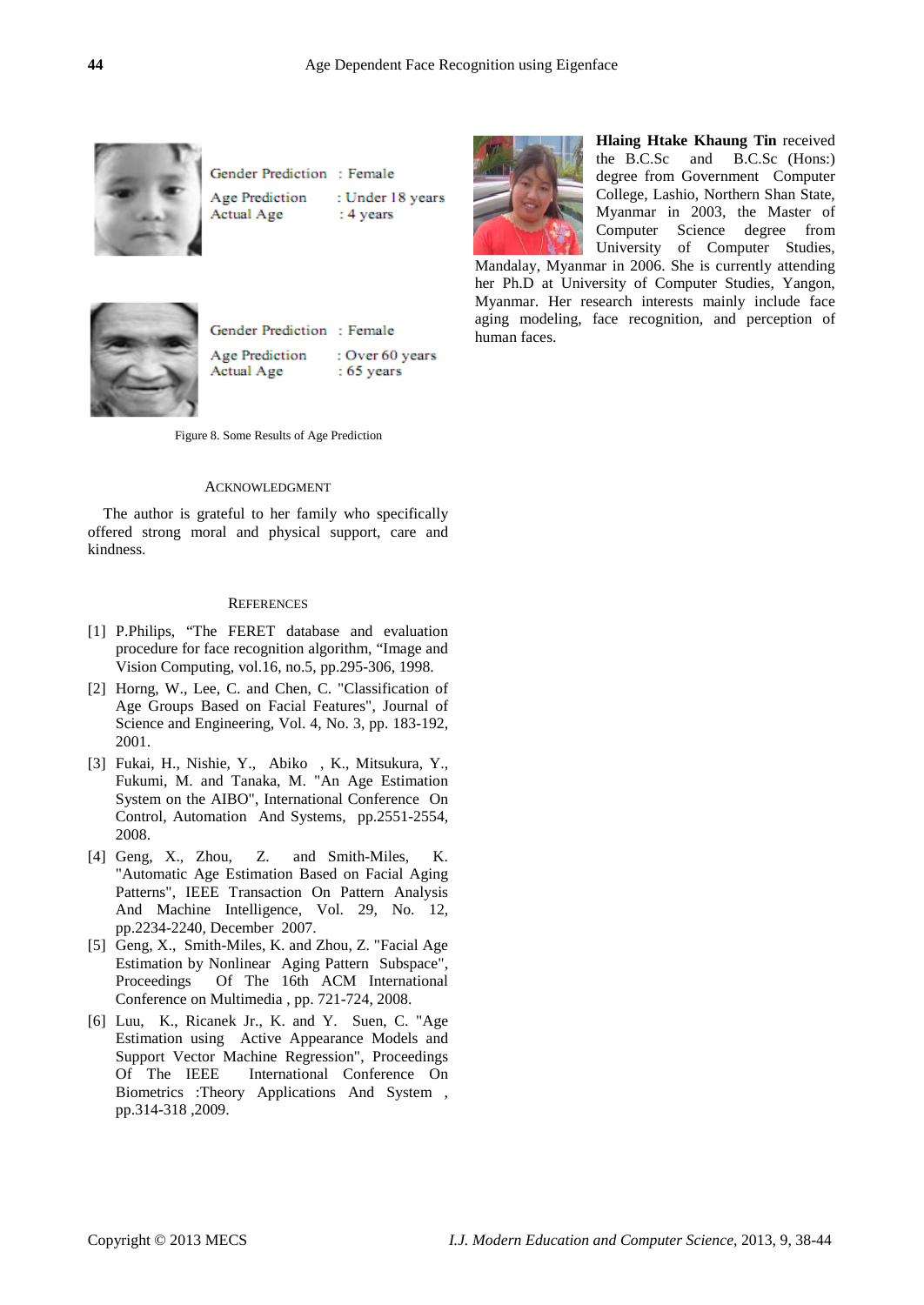Gender Prediction : Female

Age Prediction : Under 18 years

Actual Age : 4 years

Gender Prediction : Female

Age Prediction : Over 60 years

Actual Age : 65 years

Figure 8. Some Results of Age Prediction

## ACKNOWLEDGMENT

The author is grateful to her family who specifically offered strong moral and physical support, care and kindness.

## REFERENCES

[1] P.Philips, "The FERET database and evaluation procedure for face recognition algorithm, "Image and Vision Computing, vol.16, no.5, pp.295-306, 1998.

[2] Horng, W., Lee, C. and Chen, C. "Classification of Age Groups Based on Facial Features", Journal of Science and Engineering, Vol. 4, No. 3, pp. 183-192, 2001.

[3] Fukai, H., Nishie, Y., Abiko , K., Mitsukura, Y., Fukumi, M. and Tanaka, M. "An Age Estimation System on the AIBO", International Conference On Control, Automation And Systems, pp.2551-2554, 2008.

[4] Geng, X., Zhou, Z. and Smith-Miles, K. "Automatic Age Estimation Based on Facial Aging Patterns", IEEE Transaction On Pattern Analysis And Machine Intelligence, Vol. 29, No. 12, pp.2234-2240, December 2007.

[5] Geng, X., Smith-Miles, K. and Zhou, Z. "Facial Age Estimation by Nonlinear Aging Pattern Subspace", Proceedings Of The 16th ACM International Conference on Multimedia , pp. 721-724, 2008.

[6] Luu, K., Ricanek Jr., K. and Y. Suen, C. "Age Estimation using Active Appearance Models and Support Vector Machine Regression", Proceedings Of The IEEE International Conference On Biometrics :Theory Applications And System , pp.314-318 ,2009.

**Hlaing Htake Khaung Tin** received the B.C.Sc and B.C.Sc (Hons:) degree from Government Computer College, Lashio, Northern Shan State, Myanmar in 2003, the Master of Computer Science degree from University of Computer Studies, Mandalay, Myanmar in 2006. She is currently attending her Ph.D at University of Computer Studies, Yangon, Myanmar. Her research interests mainly include face aging modeling, face recognition, and perception of human faces.